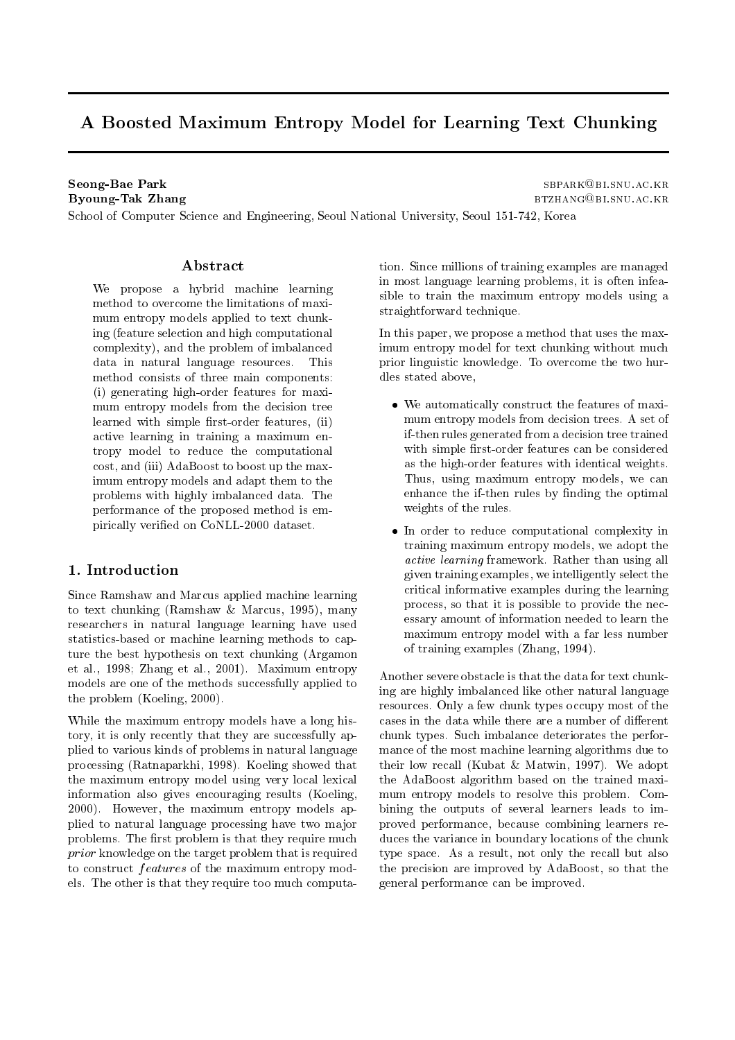# A Boosted Maximum Entropy Model for Learning Text Chunking

**Seong-Bae Park** sbpark@bi.snu.ac.kr
**Byoung-Tak Zhang** btzhang@bi.snu.ac.kr

School of Computer Science and Engineering, Seoul National University, Seoul 151-742, Korea

## Abstract

We propose a hybrid machine learning method to overcome the limitations of maximum entropy models applied to text chunking (feature selection and high computational complexity), and the problem of imbalanced data in natural language resources. This method consists of three main components: (i) generating high-order features for maximum entropy models from the decision tree learned with simple first-order features, (ii) active learning in training a maximum entropy model to reduce the computational cost, and (iii) AdaBoost to boost up the maximum entropy models and adapt them to the problems with highly imbalanced data. The performance of the proposed method is empirically verified on CoNLL-2000 dataset.

## 1. Introduction

Since Ramshaw and Marcus applied machine learning to text chunking (Ramshaw & Marcus, 1995), many researchers in natural language learning have used statistics-based or machine learning methods to capture the best hypothesis on text chunking (Argamon et al., 1998; Zhang et al., 2001). Maximum entropy models are one of the methods successfully applied to the problem (Koeling, 2000).

While the maximum entropy models have a long history, it is only recently that they are successfully applied to various kinds of problems in natural language processing (Ratnaparkhi, 1998). Koeling showed that the maximum entropy model using very local lexical information also gives encouraging results (Koeling, 2000). However, the maximum entropy models applied to natural language processing have two major problems. The first problem is that they require much *prior* knowledge on the target problem that is required to construct *features* of the maximum entropy models. The other is that they require too much computation. Since millions of training examples are managed in most language learning problems, it is often infeasible to train the maximum entropy models using a straightforward technique.

In this paper, we propose a method that uses the maximum entropy model for text chunking without much prior linguistic knowledge. To overcome the two hurdles stated above,

- We automatically construct the features of maximum entropy models from decision trees. A set of if-then rules generated from a decision tree trained with simple first-order features can be considered as the high-order features with identical weights. Thus, using maximum entropy models, we can enhance the if-then rules by finding the optimal weights of the rules.
- In order to reduce computational complexity in training maximum entropy models, we adopt the *active learning* framework. Rather than using all given training examples, we intelligently select the critical informative examples during the learning process, so that it is possible to provide the necessary amount of information needed to learn the maximum entropy model with a far less number of training examples (Zhang, 1994).

Another severe obstacle is that the data for text chunking are highly imbalanced like other natural language resources. Only a few chunk types occupy most of the cases in the data while there are a number of different chunk types. Such imbalance deteriorates the performance of the most machine learning algorithms due to their low recall (Kubat & Matwin, 1997). We adopt the AdaBoost algorithm based on the trained maximum entropy models to resolve this problem. Combining the outputs of several learners leads to improved performance, because combining learners reduces the variance in boundary locations of the chunk type space. As a result, not only the recall but also the precision are improved by AdaBoost, so that the general performance can be improved.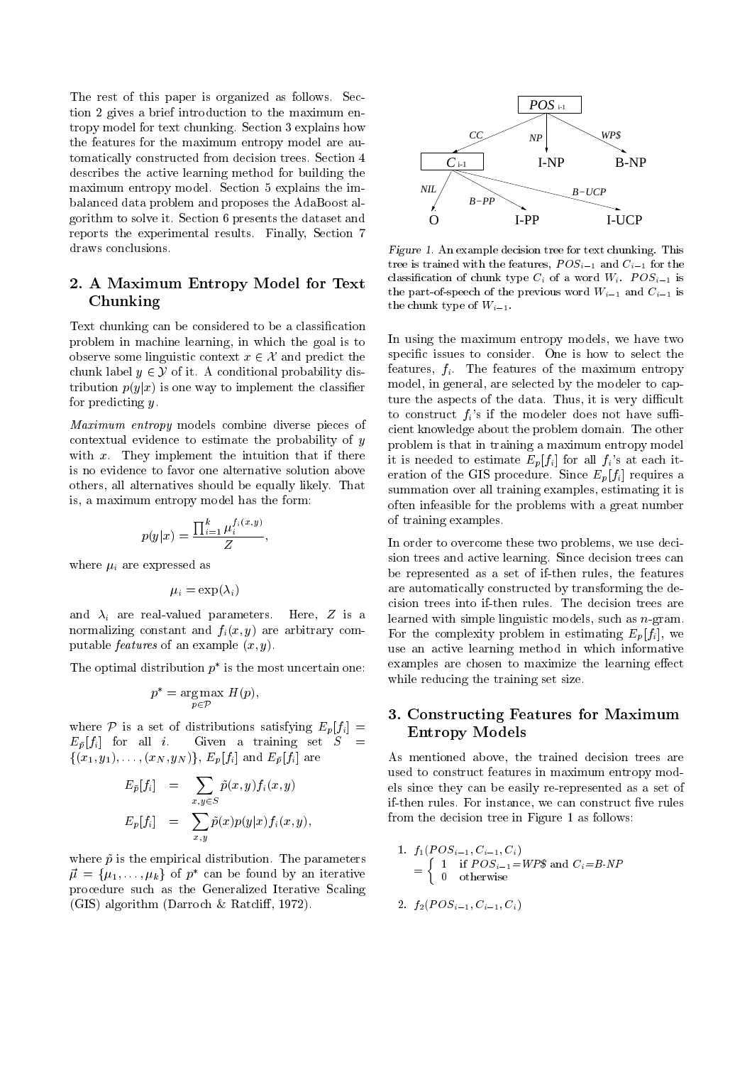The rest of this paper is organized as follows. Section 2 gives a brief introduction to the maximum entropy model for text chunking. Section 3 explains how the features for the maximum entropy model are automatically constructed from decision trees. Section 4 describes the active learning method for building the maximum entropy model. Section 5 explains the imbalanced data problem and proposes the AdaBoost algorithm to solve it. Section 6 presents the dataset and reports the experimental results. Finally, Section 7 draws conclusions.

## 2. A Maximum Entropy Model for Text Chunking

Text chunking can be considered to be a classification problem in machine learning, in which the goal is to observe some linguistic context $x \in \mathcal{X}$ and predict the chunk label $y \in \mathcal{Y}$ of it. A conditional probability distribution $p(y|x)$ is one way to implement the classifier for predicting $y$.

*Maximum entropy* models combine diverse pieces of contextual evidence to estimate the probability of $y$ with $x$. They implement the intuition that if there is no evidence to favor one alternative solution above others, all alternatives should be equally likely. That is, a maximum entropy model has the form:

$$p(y|x) = \frac{\prod_{i=1}^{k} \mu_i^{f_i(x,y)}}{Z},$$

where $\mu_i$ are expressed as

$$\mu_i = \exp(\lambda_i)$$

and $\lambda_i$ are real-valued parameters. Here, $Z$ is a normalizing constant and $f_i(x,y)$ are arbitrary computable *features* of an example $(x,y)$.

The optimal distribution $p^*$ is the most uncertain one:

$$p^* = \operatorname*{argmax}_{p \in \mathcal{P}} H(p),$$

where $\mathcal{P}$ is a set of distributions satisfying $E_p[f_i] = E_{\tilde{p}}[f_i]$ for all $i$. Given a training set $S = \{(x_1,y_1),\ldots,(x_N,y_N)\}$, $E_p[f_i]$ and $E_{\tilde{p}}[f_i]$ are

$$\begin{aligned} E_{\tilde{p}}[f_i] &= \sum_{x,y \in S} \tilde{p}(x,y) f_i(x,y) \\ E_p[f_i] &= \sum_{x,y} \tilde{p}(x) p(y|x) f_i(x,y), \end{aligned}$$

where $\tilde{p}$ is the empirical distribution. The parameters $\vec{\mu} = \{\mu_1,\ldots,\mu_k\}$ of $p^*$ can be found by an iterative procedure such as the Generalized Iterative Scaling (GIS) algorithm (Darroch & Ratcliff, 1972).

*Figure 1.* An example decision tree for text chunking. This tree is trained with the features, $POS_{i-1}$ and $C_{i-1}$ for the classification of chunk type $C_i$ of a word $W_i$. $POS_{i-1}$ is the part-of-speech of the previous word $W_{i-1}$ and $C_{i-1}$ is the chunk type of $W_{i-1}$.

In using the maximum entropy models, we have two specific issues to consider. One is how to select the features, $f_i$. The features of the maximum entropy model, in general, are selected by the modeler to capture the aspects of the data. Thus, it is very difficult to construct $f_i$'s if the modeler does not have sufficient knowledge about the problem domain. The other problem is that in training a maximum entropy model it is needed to estimate $E_p[f_i]$ for all $f_i$'s at each iteration of the GIS procedure. Since $E_p[f_i]$ requires a summation over all training examples, estimating it is often infeasible for the problems with a great number of training examples.

In order to overcome these two problems, we use decision trees and active learning. Since decision trees can be represented as a set of if-then rules, the features are automatically constructed by transforming the decision trees into if-then rules. The decision trees are learned with simple linguistic models, such as $n$-gram. For the complexity problem in estimating $E_p[f_i]$, we use an active learning method in which informative examples are chosen to maximize the learning effect while reducing the training set size.

## 3. Constructing Features for Maximum Entropy Models

As mentioned above, the trained decision trees are used to construct features in maximum entropy models since they can be easily re-represented as a set of if-then rules. For instance, we can construct five rules from the decision tree in Figure 1 as follows:

1. $f_1(POS_{i-1}, C_{i-1}, C_i) = \begin{cases} 1 & \text{if } POS_{i-1}\text{=}WP\$ \text{ and } C_i\text{=}B\text{-}NP \\ 0 & \text{otherwise} \end{cases}$

2. $f_2(POS_{i-1}, C_{i-1}, C_i)$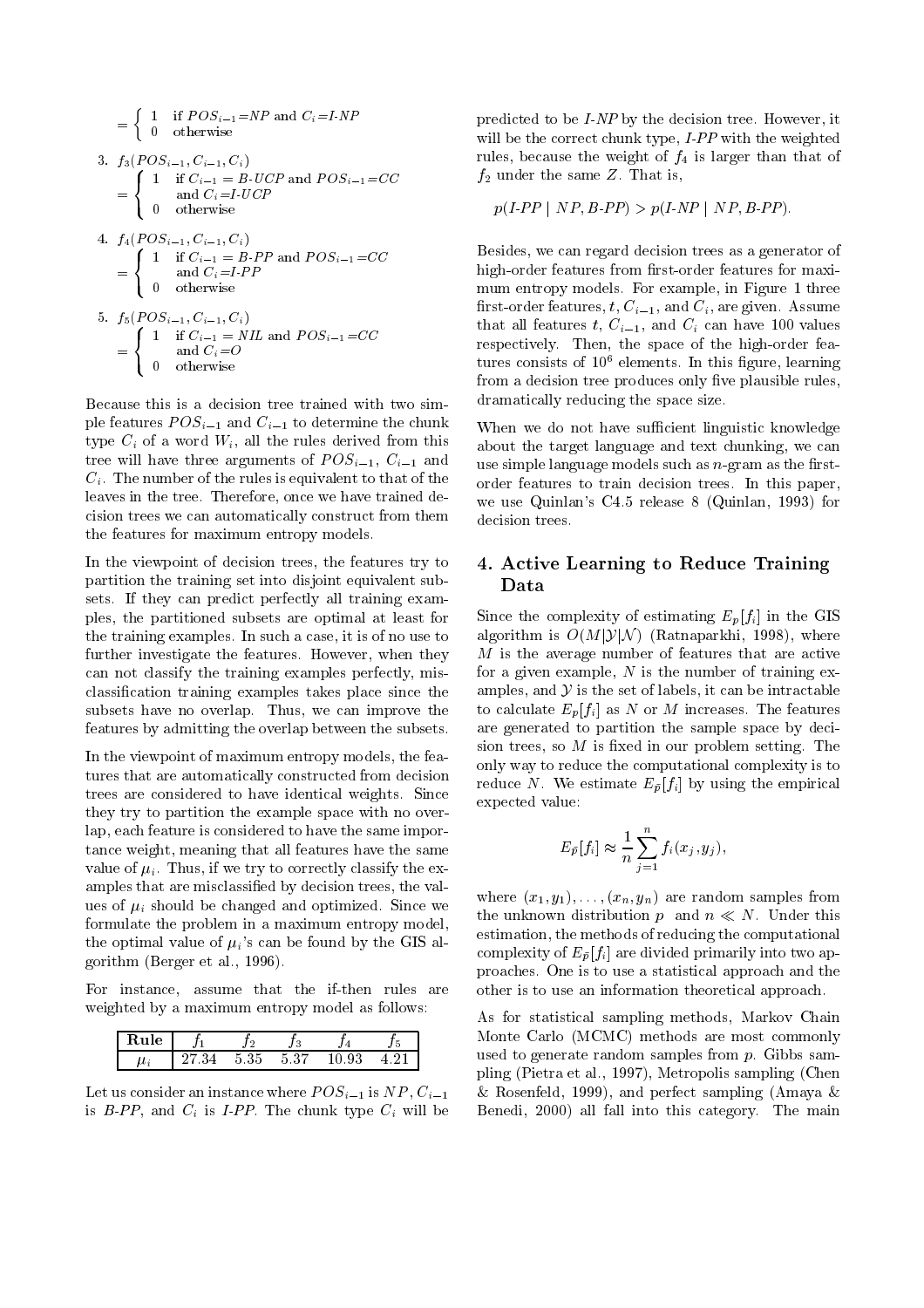$$= \begin{cases} 1 & \text{if } POS_{i-1} = NP \text{ and } C_i = I\text{-}NP \\ 0 & \text{otherwise} \end{cases}$$

3. $f_3(POS_{i-1}, C_{i-1}, C_i)$
$$= \begin{cases} 1 & \text{if } C_{i-1} = B\text{-}UCP \text{ and } POS_{i-1} = CC \\ & \text{and } C_i = I\text{-}UCP \\ 0 & \text{otherwise} \end{cases}$$

4. $f_4(POS_{i-1}, C_{i-1}, C_i)$
$$= \begin{cases} 1 & \text{if } C_{i-1} = B\text{-}PP \text{ and } POS_{i-1} = CC \\ & \text{and } C_i = I\text{-}PP \\ 0 & \text{otherwise} \end{cases}$$

5. $f_5(POS_{i-1}, C_{i-1}, C_i)$
$$= \begin{cases} 1 & \text{if } C_{i-1} = NIL \text{ and } POS_{i-1} = CC \\ & \text{and } C_i = O \\ 0 & \text{otherwise} \end{cases}$$

Because this is a decision tree trained with two simple features $POS_{i-1}$ and $C_{i-1}$ to determine the chunk type $C_i$ of a word $W_i$, all the rules derived from this tree will have three arguments of $POS_{i-1}$, $C_{i-1}$ and $C_i$. The number of the rules is equivalent to that of the leaves in the tree. Therefore, once we have trained decision trees we can automatically construct from them the features for maximum entropy models.

In the viewpoint of decision trees, the features try to partition the training set into disjoint equivalent subsets. If they can predict perfectly all training examples, the partitioned subsets are optimal at least for the training examples. In such a case, it is of no use to further investigate the features. However, when they can not classify the training examples perfectly, misclassification training examples takes place since the subsets have no overlap. Thus, we can improve the features by admitting the overlap between the subsets.

In the viewpoint of maximum entropy models, the features that are automatically constructed from decision trees are considered to have identical weights. Since they try to partition the example space with no overlap, each feature is considered to have the same importance weight, meaning that all features have the same value of $\mu_i$. Thus, if we try to correctly classify the examples that are misclassified by decision trees, the values of $\mu_i$ should be changed and optimized. Since we formulate the problem in a maximum entropy model, the optimal value of $\mu_i$'s can be found by the GIS algorithm (Berger et al., 1996).

For instance, assume that the if-then rules are weighted by a maximum entropy model as follows:

| Rule | $f_1$ | $f_2$ | $f_3$ | $f_4$ | $f_5$ |
|---|---|---|---|---|---|
| $\mu_i$ | 27.34 | 5.35 | 5.37 | 10.93 | 4.21 |

Let us consider an instance where $POS_{i-1}$ is $NP$, $C_{i-1}$ is *B-PP*, and $C_i$ is *I-PP*. The chunk type $C_i$ will be predicted to be *I-NP* by the decision tree. However, it will be the correct chunk type, *I-PP* with the weighted rules, because the weight of $f_4$ is larger than that of $f_2$ under the same $Z$. That is,

$$p(I\text{-}PP \mid NP, B\text{-}PP) > p(I\text{-}NP \mid NP, B\text{-}PP).$$

Besides, we can regard decision trees as a generator of high-order features from first-order features for maximum entropy models. For example, in Figure 1 three first-order features, $t$, $C_{i-1}$, and $C_i$, are given. Assume that all features $t$, $C_{i-1}$, and $C_i$ can have 100 values respectively. Then, the space of the high-order features consists of $10^6$ elements. In this figure, learning from a decision tree produces only five plausible rules, dramatically reducing the space size.

When we do not have sufficient linguistic knowledge about the target language and text chunking, we can use simple language models such as $n$-gram as the first-order features to train decision trees. In this paper, we use Quinlan's C4.5 release 8 (Quinlan, 1993) for decision trees.

## 4. Active Learning to Reduce Training Data

Since the complexity of estimating $E_p[f_i]$ in the GIS algorithm is $O(M|\mathcal{Y}|\mathcal{N})$ (Ratnaparkhi, 1998), where $M$ is the average number of features that are active for a given example, $N$ is the number of training examples, and $\mathcal{Y}$ is the set of labels, it can be intractable to calculate $E_p[f_i]$ as $N$ or $M$ increases. The features are generated to partition the sample space by decision trees, so $M$ is fixed in our problem setting. The only way to reduce the computational complexity is to reduce $N$. We estimate $E_{\tilde{p}}[f_i]$ by using the empirical expected value:

$$E_{\tilde{p}}[f_i] \approx \frac{1}{n} \sum_{j=1}^{n} f_i(x_j, y_j),$$

where $(x_1, y_1), \ldots, (x_n, y_n)$ are random samples from the unknown distribution $p$ and $n \ll N$. Under this estimation, the methods of reducing the computational complexity of $E_{\tilde{p}}[f_i]$ are divided primarily into two approaches. One is to use a statistical approach and the other is to use an information theoretical approach.

As for statistical sampling methods, Markov Chain Monte Carlo (MCMC) methods are most commonly used to generate random samples from $p$. Gibbs sampling (Pietra et al., 1997), Metropolis sampling (Chen & Rosenfeld, 1999), and perfect sampling (Amaya & Benedi, 2000) all fall into this category. The main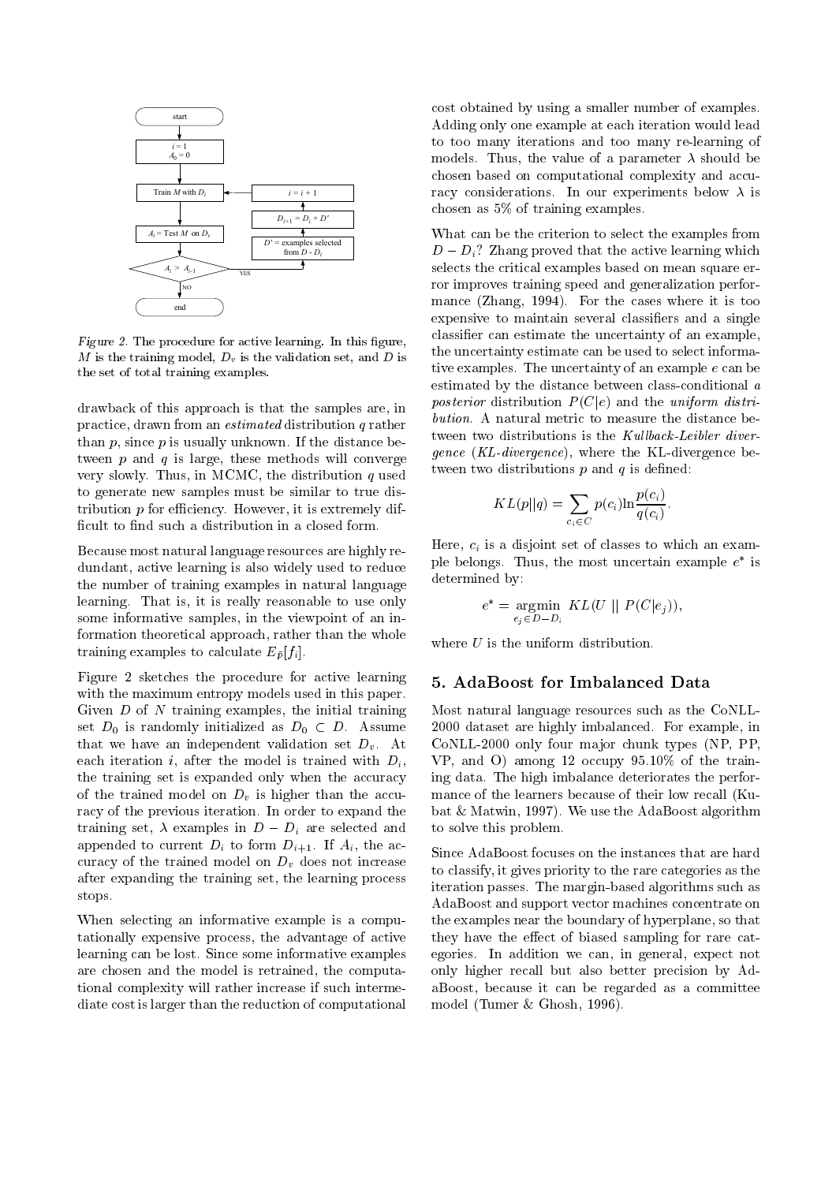Figure 2. The procedure for active learning. In this figure, $M$ is the training model, $D_v$ is the validation set, and $D$ is the set of total training examples.

drawback of this approach is that the samples are, in practice, drawn from an *estimated* distribution $q$ rather than $p$, since $p$ is usually unknown. If the distance between $p$ and $q$ is large, these methods will converge very slowly. Thus, in MCMC, the distribution $q$ used to generate new samples must be similar to true distribution $p$ for efficiency. However, it is extremely difficult to find such a distribution in a closed form.

Because most natural language resources are highly redundant, active learning is also widely used to reduce the number of training examples in natural language learning. That is, it is really reasonable to use only some informative samples, in the viewpoint of an information theoretical approach, rather than the whole training examples to calculate $E_{\tilde{p}}[f_i]$.

Figure 2 sketches the procedure for active learning with the maximum entropy models used in this paper. Given $D$ of $N$ training examples, the initial training set $D_0$ is randomly initialized as $D_0 \subset D$. Assume that we have an independent validation set $D_v$. At each iteration $i$, after the model is trained with $D_i$, the training set is expanded only when the accuracy of the trained model on $D_v$ is higher than the accuracy of the previous iteration. In order to expand the training set, $\lambda$ examples in $D - D_i$ are selected and appended to current $D_i$ to form $D_{i+1}$. If $A_i$, the accuracy of the trained model on $D_v$ does not increase after expanding the training set, the learning process stops.

When selecting an informative example is a computationally expensive process, the advantage of active learning can be lost. Since some informative examples are chosen and the model is retrained, the computational complexity will rather increase if such intermediate cost is larger than the reduction of computational cost obtained by using a smaller number of examples. Adding only one example at each iteration would lead to too many iterations and too many re-learning of models. Thus, the value of a parameter $\lambda$ should be chosen based on computational complexity and accuracy considerations. In our experiments below $\lambda$ is chosen as 5% of training examples.

What can be the criterion to select the examples from $D - D_i$? Zhang proved that the active learning which selects the critical examples based on mean square error improves training speed and generalization performance (Zhang, 1994). For the cases where it is too expensive to maintain several classifiers and a single classifier can estimate the uncertainty of an example, the uncertainty estimate can be used to select informative examples. The uncertainty of an example $e$ can be estimated by the distance between class-conditional *a posterior* distribution $P(C|e)$ and the *uniform distribution*. A natural metric to measure the distance between two distributions is the *Kullback-Leibler divergence* (*KL-divergence*), where the KL-divergence between two distributions $p$ and $q$ is defined:

$$KL(p||q) = \sum_{c_i \in C} p(c_i) \ln \frac{p(c_i)}{q(c_i)}.$$

Here, $c_i$ is a disjoint set of classes to which an example belongs. Thus, the most uncertain example $e^*$ is determined by:

$$e^* = \underset{e_j \in D - D_i}{\operatorname{argmin}} \; KL(U \; || \; P(C|e_j)),$$

where $U$ is the uniform distribution.

## 5. AdaBoost for Imbalanced Data

Most natural language resources such as the CoNLL-2000 dataset are highly imbalanced. For example, in CoNLL-2000 only four major chunk types (NP, PP, VP, and O) among 12 occupy 95.10% of the training data. The high imbalance deteriorates the performance of the learners because of their low recall (Kubat & Matwin, 1997). We use the AdaBoost algorithm to solve this problem.

Since AdaBoost focuses on the instances that are hard to classify, it gives priority to the rare categories as the iteration passes. The margin-based algorithms such as AdaBoost and support vector machines concentrate on the examples near the boundary of hyperplane, so that they have the effect of biased sampling for rare categories. In addition we can, in general, expect not only higher recall but also better precision by AdaBoost, because it can be regarded as a committee model (Tumer & Ghosh, 1996).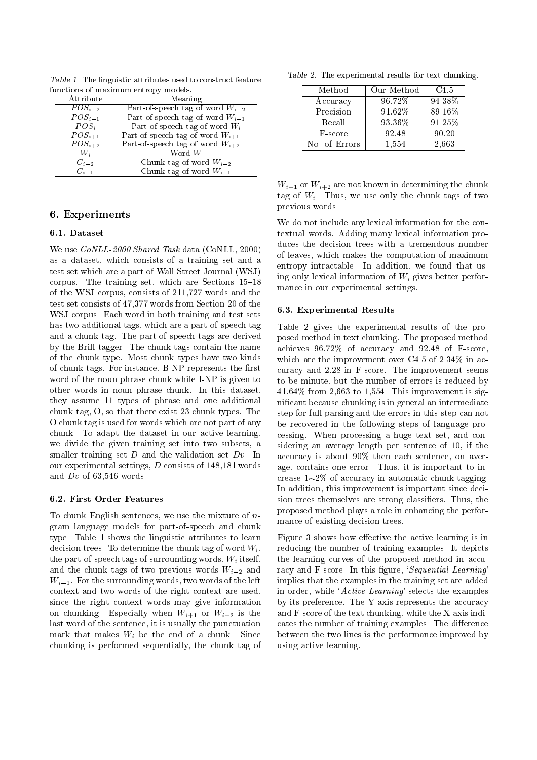Table 1. The linguistic attributes used to construct feature functions of maximum entropy models.

| Attribute | Meaning |
|---|---|
| $POS_{i-2}$ | Part-of-speech tag of word $W_{i-2}$ |
| $POS_{i-1}$ | Part-of-speech tag of word $W_{i-1}$ |
| $POS_i$ | Part-of-speech tag of word $W_i$ |
| $POS_{i+1}$ | Part-of-speech tag of word $W_{i+1}$ |
| $POS_{i+2}$ | Part-of-speech tag of word $W_{i+2}$ |
| $W_i$ | Word $W$ |
| $C_{i-2}$ | Chunk tag of word $W_{i-2}$ |
| $C_{i-1}$ | Chunk tag of word $W_{i-1}$ |

## 6. Experiments

### 6.1. Dataset

We use *CoNLL-2000 Shared Task* data (CoNLL, 2000) as a dataset, which consists of a training set and a test set which are a part of Wall Street Journal (WSJ) corpus. The training set, which are Sections 15–18 of the WSJ corpus, consists of 211,727 words and the test set consists of 47,377 words from Section 20 of the WSJ corpus. Each word in both training and test sets has two additional tags, which are a part-of-speech tag and a chunk tag. The part-of-speech tags are derived by the Brill tagger. The chunk tags contain the name of the chunk type. Most chunk types have two kinds of chunk tags. For instance, B-NP represents the first word of the noun phrase chunk while I-NP is given to other words in noun phrase chunk. In this dataset, they assume 11 types of phrase and one additional chunk tag, O, so that there exist 23 chunk types. The O chunk tag is used for words which are not part of any chunk. To adapt the dataset in our active learning, we divide the given training set into two subsets, a smaller training set $D$ and the validation set $Dv$. In our experimental settings, $D$ consists of 148,181 words and $Dv$ of 63,546 words.

### 6.2. First Order Features

To chunk English sentences, we use the mixture of $n$-gram language models for part-of-speech and chunk type. Table 1 shows the linguistic attributes to learn decision trees. To determine the chunk tag of word $W_i$, the part-of-speech tags of surrounding words, $W_i$ itself, and the chunk tags of two previous words $W_{i-2}$ and $W_{i-1}$. For the surrounding words, two words of the left context and two words of the right context are used, since the right context words may give information on chunking. Especially when $W_{i+1}$ or $W_{i+2}$ is the last word of the sentence, it is usually the punctuation mark that makes $W_i$ be the end of a chunk. Since chunking is performed sequentially, the chunk tag of $W_{i+1}$ or $W_{i+2}$ are not known in determining the chunk tag of $W_i$. Thus, we use only the chunk tags of two previous words.

We do not include any lexical information for the contextual words. Adding many lexical information produces the decision trees with a tremendous number of leaves, which makes the computation of maximum entropy intractable. In addition, we found that using only lexical information of $W_i$ gives better performance in our experimental settings.

### 6.3. Experimental Results

Table 2. The experimental results for text chunking.

| Method | Our Method | C4.5 |
|---|---|---|
| Accuracy | 96.72% | 94.38% |
| Precision | 91.62% | 89.16% |
| Recall | 93.36% | 91.25% |
| F-score | 92.48 | 90.20 |
| No. of Errors | 1,554 | 2,663 |

Table 2 gives the experimental results of the proposed method in text chunking. The proposed method achieves 96.72% of accuracy and 92.48 of F-score, which are the improvement over C4.5 of 2.34% in accuracy and 2.28 in F-score. The improvement seems to be minute, but the number of errors is reduced by 41.64% from 2,663 to 1,554. This improvement is significant because chunking is in general an intermediate step for full parsing and the errors in this step can not be recovered in the following steps of language processing. When processing a huge text set, and considering an average length per sentence of 10, if the accuracy is about 90% then each sentence, on average, contains one error. Thus, it is important to increase 1∼2% of accuracy in automatic chunk tagging. In addition, this improvement is important since decision trees themselves are strong classifiers. Thus, the proposed method plays a role in enhancing the performance of existing decision trees.

Figure 3 shows how effective the active learning is in reducing the number of training examples. It depicts the learning curves of the proposed method in accuracy and F-score. In this figure, '*Sequential Learning*' implies that the examples in the training set are added in order, while '*Active Learning*' selects the examples by its preference. The Y-axis represents the accuracy and F-score of the text chunking, while the X-axis indicates the number of training examples. The difference between the two lines is the performance improved by using active learning.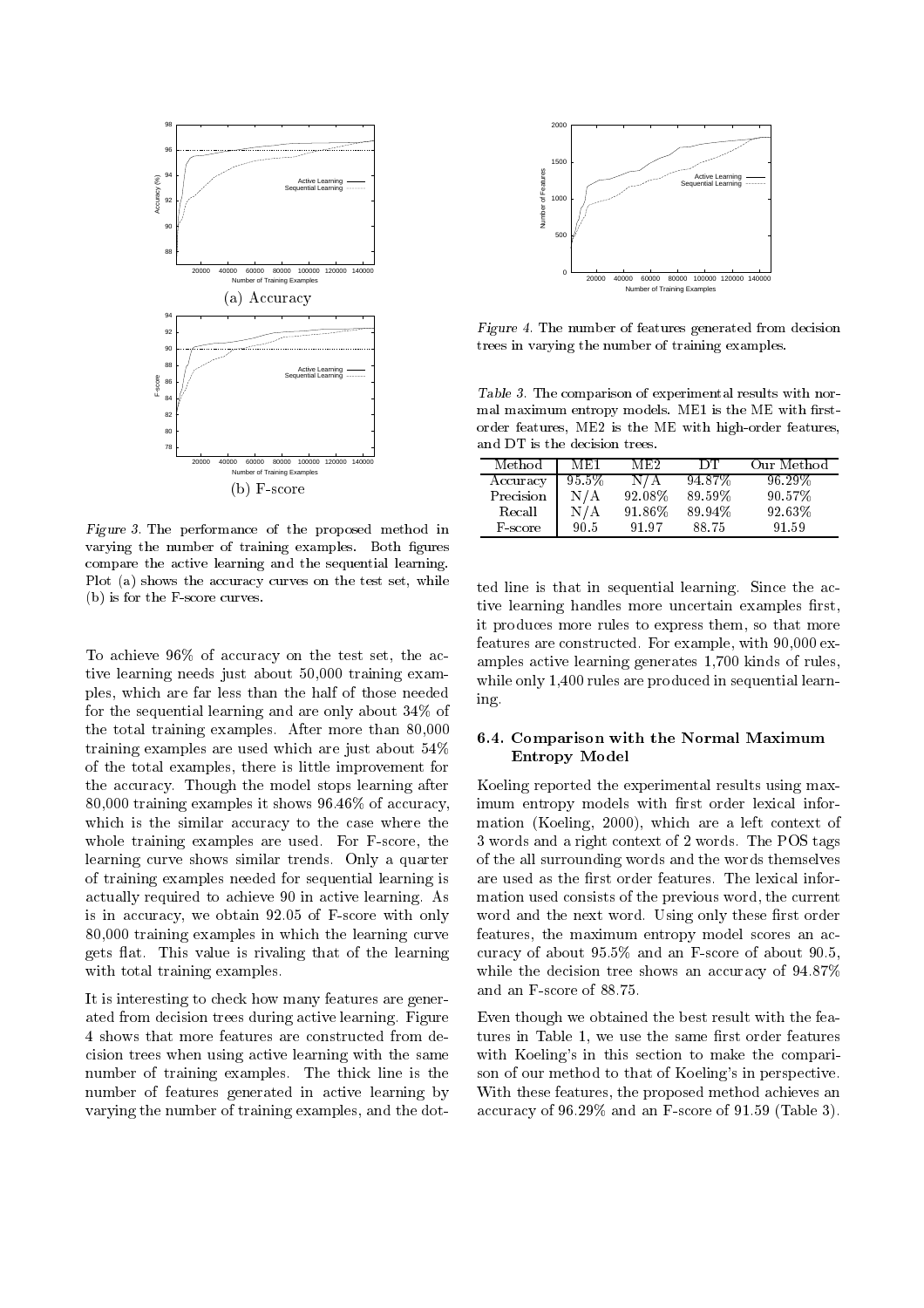Figure 3. The performance of the proposed method in varying the number of training examples. Both figures compare the active learning and the sequential learning. Plot (a) shows the accuracy curves on the test set, while (b) is for the F-score curves.

To achieve 96% of accuracy on the test set, the active learning needs just about 50,000 training examples, which are far less than the half of those needed for the sequential learning and are only about 34% of the total training examples. After more than 80,000 training examples are used which are just about 54% of the total examples, there is little improvement for the accuracy. Though the model stops learning after 80,000 training examples it shows 96.46% of accuracy, which is the similar accuracy to the case where the whole training examples are used. For F-score, the learning curve shows similar trends. Only a quarter of training examples needed for sequential learning is actually required to achieve 90 in active learning. As is in accuracy, we obtain 92.05 of F-score with only 80,000 training examples in which the learning curve gets flat. This value is rivaling that of the learning with total training examples.

It is interesting to check how many features are generated from decision trees during active learning. Figure 4 shows that more features are constructed from decision trees when using active learning with the same number of training examples. The thick line is the number of features generated in active learning by varying the number of training examples, and the dotted line is that in sequential learning. Since the active learning handles more uncertain examples first, it produces more rules to express them, so that more features are constructed. For example, with 90,000 examples active learning generates 1,700 kinds of rules, while only 1,400 rules are produced in sequential learning.

Figure 4. The number of features generated from decision trees in varying the number of training examples.

Table 3. The comparison of experimental results with normal maximum entropy models. ME1 is the ME with first-order features, ME2 is the ME with high-order features, and DT is the decision trees.

| Method | ME1 | ME2 | DT | Our Method |
|---|---|---|---|---|
| Accuracy | 95.5% | N/A | 94.87% | 96.29% |
| Precision | N/A | 92.08% | 89.59% | 90.57% |
| Recall | N/A | 91.86% | 89.94% | 92.63% |
| F-score | 90.5 | 91.97 | 88.75 | 91.59 |

### 6.4. Comparison with the Normal Maximum Entropy Model

Koeling reported the experimental results using maximum entropy models with first order lexical information (Koeling, 2000), which are a left context of 3 words and a right context of 2 words. The POS tags of the all surrounding words and the words themselves are used as the first order features. The lexical information used consists of the previous word, the current word and the next word. Using only these first order features, the maximum entropy model scores an accuracy of about 95.5% and an F-score of about 90.5, while the decision tree shows an accuracy of 94.87% and an F-score of 88.75.

Even though we obtained the best result with the features in Table 1, we use the same first order features with Koeling's in this section to make the comparison of our method to that of Koeling's in perspective. With these features, the proposed method achieves an accuracy of 96.29% and an F-score of 91.59 (Table 3).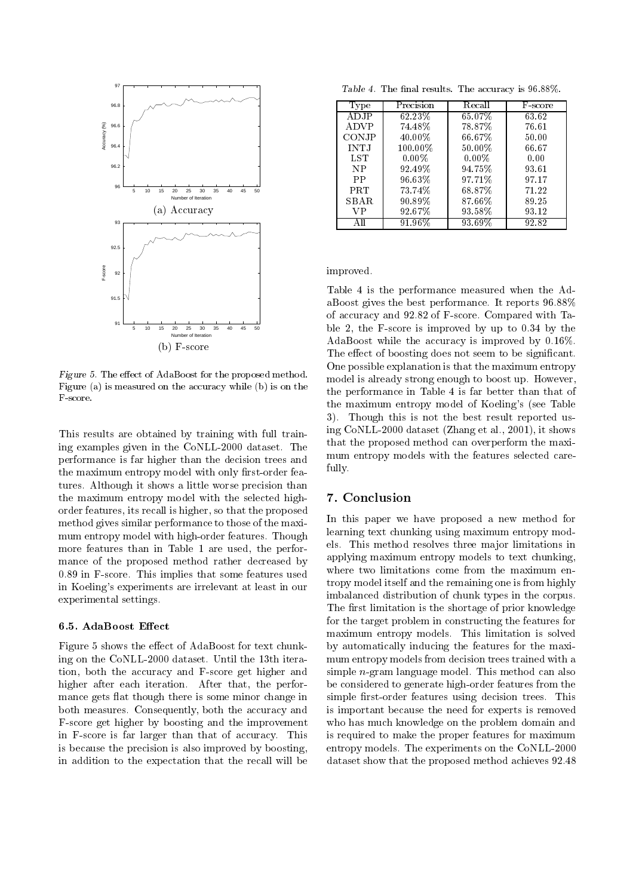Figure 5. The effect of AdaBoost for the proposed method. Figure (a) is measured on the accuracy while (b) is on the F-score.

This results are obtained by training with full training examples given in the CoNLL-2000 dataset. The performance is far higher than the decision trees and the maximum entropy model with only first-order features. Although it shows a little worse precision than the maximum entropy model with the selected high-order features, its recall is higher, so that the proposed method gives similar performance to those of the maximum entropy model with high-order features. Though more features than in Table 1 are used, the performance of the proposed method rather decreased by 0.89 in F-score. This implies that some features used in Koeling's experiments are irrelevant at least in our experimental settings.

### 6.5. AdaBoost Effect

Figure 5 shows the effect of AdaBoost for text chunking on the CoNLL-2000 dataset. Until the 13th iteration, both the accuracy and F-score get higher and higher after each iteration. After that, the performance gets flat though there is some minor change in both measures. Consequently, both the accuracy and F-score get higher by boosting and the improvement in F-score is far larger than that of accuracy. This is because the precision is also improved by boosting, in addition to the expectation that the recall will be improved.

Table 4. The final results. The accuracy is 96.88%.

| Type | Precision | Recall | F-score |
|---|---|---|---|
| ADJP | 62.23% | 65.07% | 63.62 |
| ADVP | 74.48% | 78.87% | 76.61 |
| CONJP | 40.00% | 66.67% | 50.00 |
| INTJ | 100.00% | 50.00% | 66.67 |
| LST | 0.00% | 0.00% | 0.00 |
| NP | 92.49% | 94.75% | 93.61 |
| PP | 96.63% | 97.71% | 97.17 |
| PRT | 73.74% | 68.87% | 71.22 |
| SBAR | 90.89% | 87.66% | 89.25 |
| VP | 92.67% | 93.58% | 93.12 |
| All | 91.96% | 93.69% | 92.82 |

Table 4 is the performance measured when the AdaBoost gives the best performance. It reports 96.88% of accuracy and 92.82 of F-score. Compared with Table 2, the F-score is improved by up to 0.34 by the AdaBoost while the accuracy is improved by 0.16%. The effect of boosting does not seem to be significant. One possible explanation is that the maximum entropy model is already strong enough to boost up. However, the performance in Table 4 is far better than that of the maximum entropy model of Koeling's (see Table 3). Though this is not the best result reported using CoNLL-2000 dataset (Zhang et al., 2001), it shows that the proposed method can overperform the maximum entropy models with the features selected carefully.

## 7. Conclusion

In this paper we have proposed a new method for learning text chunking using maximum entropy models. This method resolves three major limitations in applying maximum entropy models to text chunking, where two limitations come from the maximum entropy model itself and the remaining one is from highly imbalanced distribution of chunk types in the corpus. The first limitation is the shortage of prior knowledge for the target problem in constructing the features for maximum entropy models. This limitation is solved by automatically inducing the features for the maximum entropy models from decision trees trained with a simple $n$-gram language model. This method can also be considered to generate high-order features from the simple first-order features using decision trees. This is important because the need for experts is removed who has much knowledge on the problem domain and is required to make the proper features for maximum entropy models. The experiments on the CoNLL-2000 dataset show that the proposed method achieves 92.48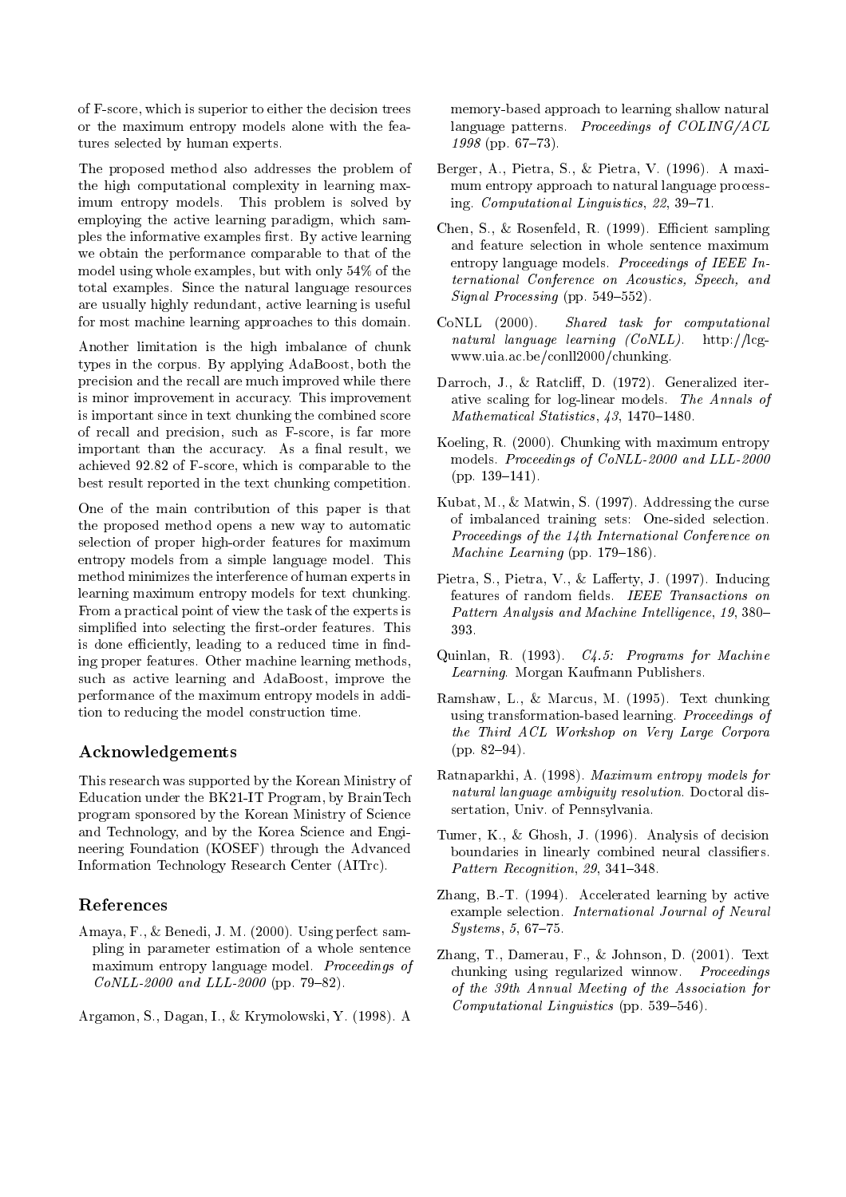of F-score, which is superior to either the decision trees or the maximum entropy models alone with the features selected by human experts.

The proposed method also addresses the problem of the high computational complexity in learning maximum entropy models. This problem is solved by employing the active learning paradigm, which samples the informative examples first. By active learning we obtain the performance comparable to that of the model using whole examples, but with only 54% of the total examples. Since the natural language resources are usually highly redundant, active learning is useful for most machine learning approaches to this domain.

Another limitation is the high imbalance of chunk types in the corpus. By applying AdaBoost, both the precision and the recall are much improved while there is minor improvement in accuracy. This improvement is important since in text chunking the combined score of recall and precision, such as F-score, is far more important than the accuracy. As a final result, we achieved 92.82 of F-score, which is comparable to the best result reported in the text chunking competition.

One of the main contribution of this paper is that the proposed method opens a new way to automatic selection of proper high-order features for maximum entropy models from a simple language model. This method minimizes the interference of human experts in learning maximum entropy models for text chunking. From a practical point of view the task of the experts is simplified into selecting the first-order features. This is done efficiently, leading to a reduced time in finding proper features. Other machine learning methods, such as active learning and AdaBoost, improve the performance of the maximum entropy models in addition to reducing the model construction time.

## Acknowledgements

This research was supported by the Korean Ministry of Education under the BK21-IT Program, by BrainTech program sponsored by the Korean Ministry of Science and Technology, and by the Korea Science and Engineering Foundation (KOSEF) through the Advanced Information Technology Research Center (AITrc).

## References

Amaya, F., & Benedi, J. M. (2000). Using perfect sampling in parameter estimation of a whole sentence maximum entropy language model. *Proceedings of CoNLL-2000 and LLL-2000* (pp. 79–82).

Argamon, S., Dagan, I., & Krymolowski, Y. (1998). A memory-based approach to learning shallow natural language patterns. *Proceedings of COLING/ACL 1998* (pp. 67–73).

Berger, A., Pietra, S., & Pietra, V. (1996). A maximum entropy approach to natural language processing. *Computational Linguistics*, *22*, 39–71.

Chen, S., & Rosenfeld, R. (1999). Efficient sampling and feature selection in whole sentence maximum entropy language models. *Proceedings of IEEE International Conference on Acoustics, Speech, and Signal Processing* (pp. 549–552).

CoNLL (2000). *Shared task for computational natural language learning (CoNLL)*. http://lcg-www.uia.ac.be/conll2000/chunking.

Darroch, J., & Ratcliff, D. (1972). Generalized iterative scaling for log-linear models. *The Annals of Mathematical Statistics*, *43*, 1470–1480.

Koeling, R. (2000). Chunking with maximum entropy models. *Proceedings of CoNLL-2000 and LLL-2000* (pp. 139–141).

Kubat, M., & Matwin, S. (1997). Addressing the curse of imbalanced training sets: One-sided selection. *Proceedings of the 14th International Conference on Machine Learning* (pp. 179–186).

Pietra, S., Pietra, V., & Lafferty, J. (1997). Inducing features of random fields. *IEEE Transactions on Pattern Analysis and Machine Intelligence*, *19*, 380–393.

Quinlan, R. (1993). *C4.5: Programs for Machine Learning*. Morgan Kaufmann Publishers.

Ramshaw, L., & Marcus, M. (1995). Text chunking using transformation-based learning. *Proceedings of the Third ACL Workshop on Very Large Corpora* (pp. 82–94).

Ratnaparkhi, A. (1998). *Maximum entropy models for natural language ambiguity resolution*. Doctoral dissertation, Univ. of Pennsylvania.

Tumer, K., & Ghosh, J. (1996). Analysis of decision boundaries in linearly combined neural classifiers. *Pattern Recognition*, *29*, 341–348.

Zhang, B.-T. (1994). Accelerated learning by active example selection. *International Journal of Neural Systems*, *5*, 67–75.

Zhang, T., Damerau, F., & Johnson, D. (2001). Text chunking using regularized winnow. *Proceedings of the 39th Annual Meeting of the Association for Computational Linguistics* (pp. 539–546).